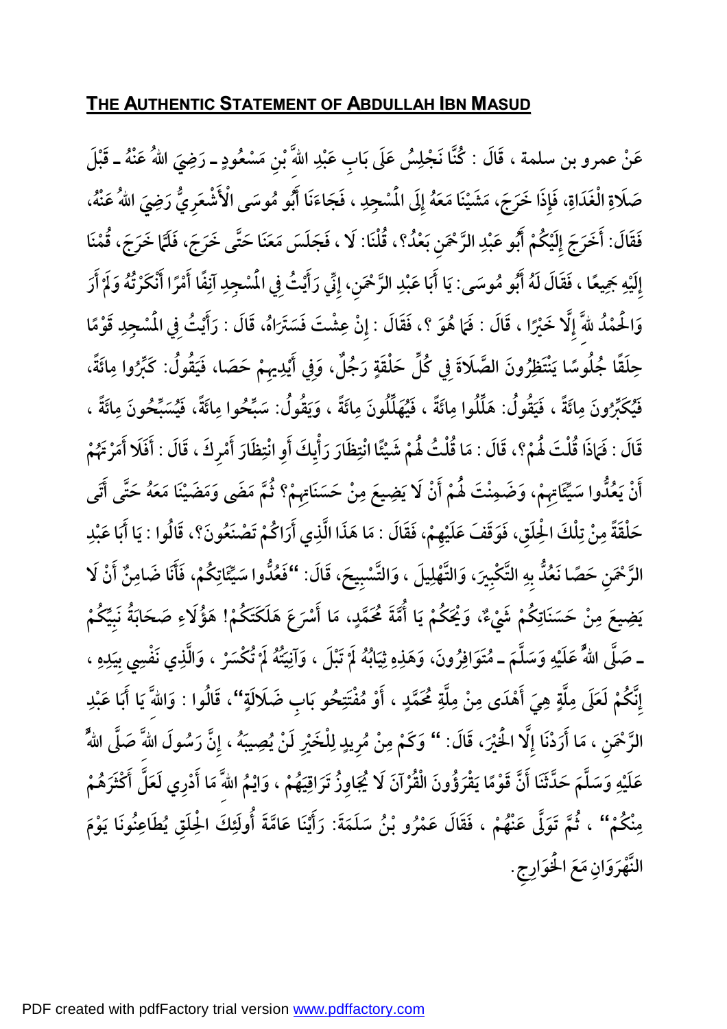## THE AUTHENTIC STATEMENT OF ABDULLAH IBN MASUD

عَنْ عمرو بن سلمة ، قَالَ : كُنَّا نَجْلِسُ عَلَى بَابِ عَبْدِ اللهِ بْنِ مَسْعُودٍ ـ رَضِيَ اللهُ عَنْهُ ـ قَبْلَ صَلَاةِ الْغَدَاةِ، فَإِذَا خَرَجَ، مَشَيْنَا مَعَهُ إِلَى الْمَسْجِدِ ، فَجَاءَنَا أَبُو مُوسَى الْأَشْعَرِيُّ رَضِيَ اللهُ عَنْهُ، فَقَالَ: أَخَرَجَ إِلَيْكُمْ أَبُو عَبْدِ الرَّحْمَنِ بَعْدُ؟، قُلْنَا: لَا ، فَجَلَسَ مَعَنَا حَتَّى خَرَجَ، فَلَمَّا خَرَجَ، قُمْنَا إِلَيْهِ جَمِيعًا ، فَقَالَ لَهُ أَبُو مُوسَى: يَا أَبَا عَبْدِ الرَّحْمَنِ، إِنِّي رَأَيْتُ فِي الْمَسْجِدِ آنِفًا أَمْرًا أَنْكَرْتُهُ وَلَمْ أَرَ وَالْحَمْدُ للهِ إِلَّا خَيْرًا ، قَالَ : فَمَا هُوَ ؟، فَقَالَ : إِنْ عِشْتَ فَسَتَرَاهُ، قَالَ : رَأَيْتُ فِي الْمَسْجِدِ قَوْمًا حِلَقًا جُلُوسًا يَنْتَظِرُونَ الصَّلَاةَ فِي كُلِّ حَلْقَةٍ رَجُلٌ، وَفِي أَيْدِيهِمْ حَصَا، فَيَقُولُ: كَبِّرُوا مِائَةً، فَيُكَبِّرُونَ مِائَةً ، فَيَقُولُ: هَلِّلُوا مِائَةً ، فَيُهَلِّلُونَ مِائَةً ، وَيَقُولُ: سَبِّحُوا مِائَةً، فَيُسَبِّحُونَ مِائَةً ، قَالَ : فَمَاذَا قُلْتَ لَهُمْ؟، قَالَ : مَا قُلْتُ لَهُمْ شَيْئًا انْتِظَارَ رَأْيِكَ أَوِ انْتِظَارَ أَمْرِكَ ، قَالَ : أَفَلَا أَمَرْتَهُمْ أَنْ يَعُدُّوا سَيِّئَاتِهِمْ، وَضَمِنْتَ لَهُمْ أَنْ لَا يَضِيعَ مِنْ حَسَنَاتِهِمْ؟ ثُمَّ مَضَى وَمَضَيْنَا مَعَهُ حَتَّى أَتَى حَلْقَةً مِنْ تِلْكَ الْحِلَقِ، فَوَقَفَ عَلَيْهِمْ، فَقَالَ : مَا هَذَا الَّذِي أَرَاكُمْ تَصْنَعُونَ؟، قَالُوا : يَا أَبَا عَبْدِ الرَّحْمَنِ حَصًا نَعُدُّ بِهِ التَّكْبِيرَ، وَالتَّهْلِيلَ ، وَالتَّسْبِيحَ، قَالَ: "فَعُدُّوا سَيِّئَاتِكُمْ، فَأَنَا ضَامِنٌ أَنْ لَا يَضِيعَ مِنْ حَسَنَاتِكُمْ شَيْءٌ، وَيْحَكُمْ يَا أُمَّةَ مُحَمَّدٍ، مَا أَسْرَعَ هَلَكَتَكُمْ! هَؤُلَاءِ صَحَابَةُ نَبِيِّكُمْ ـ صَلَّى اللهُ عَلَيْهِ وَسَلَّمَ ـ مُتَوَافِرُونَ، وَهَذِهِ ثِيَابُهُ لَمْ تَبْلَ ، وَآنِيَتُهُ لَمْ تُكْسَرْ ، وَالَّذِي نَفْسِي بِيَدِهِ ، إِنَّكُمْ لَعَلَى مِلَّةٍ هِيَ أَهْدَى مِنْ مِلَّةِ مُحَمَّدٍ ، أَوْ مُفْتَتِحُو بَابِ ضَلَالَةٍ"، قَالُوا : وَاللهِ يَا أَبَا عَبْدِ الرَّحْمَنِ ، مَا أَرَدْنَا إِلَّا الْخَيْرَ، قَالَ: " وَكَمْ مِنْ مُرِيدٍ لِلْخَيْرِ لَنْ يُصِيبَهُ ، إِنَّ رَسُولَ اللهِ صَلَّى اللهُ عَلَيْهِ وَسَلَّمَ حَدَّثَنَا أَنَّ قَوْمًا يَقْرَؤُونَ الْقُرْآنَ لَا يُجَاوِزُ تَرَاقِيَهُمْ ، وَايْمُ اللهِ مَا أَدْرِي لَعَلَّ أَكْثَرَهُمْ مِنْكُمْ" ، ثُمَّ تَوَلَّى عَنْهُمْ ، فَقَالَ عَمْرُو بْنُ سَلَمَةَ: رَأَيْنَا عَامَّةَ أُولَئِكَ الْحِلَقِ يُطَاعِنُونَا يَوْمَ النَّهْرَوَانِ مَعَ الْخَوَارِجِ.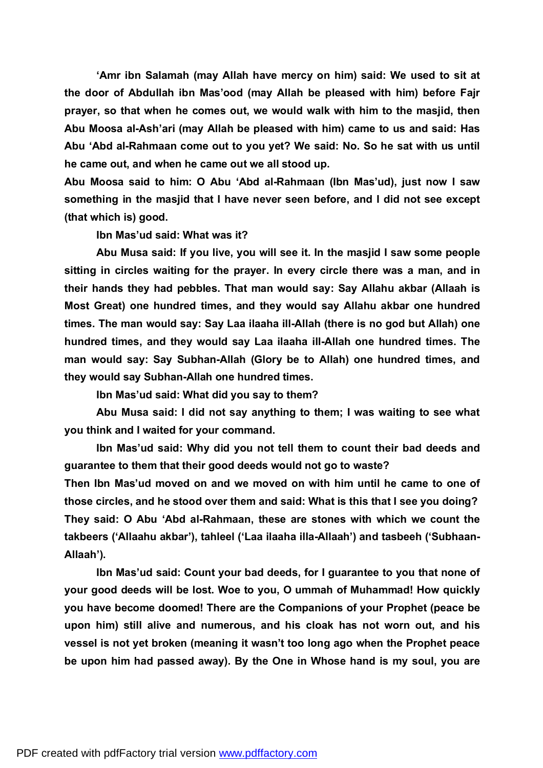**'Amr ibn Salamah (may Allah have mercy on him) said: We used to sit at the door of Abdullah ibn Mas'ood (may Allah be pleased with him) before Fajr prayer, so that when he comes out, we would walk with him to the masjid, then Abu Moosa al-Ash'ari (may Allah be pleased with him) came to us and said: Has Abu 'Abd al-Rahmaan come out to you yet? We said: No. So he sat with us until he came out, and when he came out we all stood up.**

**Abu Moosa said to him: O Abu 'Abd al-Rahmaan (Ibn Mas'ud), just now I saw something in the masjid that I have never seen before, and I did not see except (that which is) good.**

**Ibn Mas'ud said: What was it?**

**Abu Musa said: If you live, you will see it. In the masjid I saw some people sitting in circles waiting for the prayer. In every circle there was a man, and in their hands they had pebbles. That man would say: Say Allahu akbar (Allaah is Most Great) one hundred times, and they would say Allahu akbar one hundred times. The man would say: Say Laa ilaaha ill-Allah (there is no god but Allah) one hundred times, and they would say Laa ilaaha ill-Allah one hundred times. The man would say: Say Subhan-Allah (Glory be to Allah) one hundred times, and they would say Subhan-Allah one hundred times.**

**Ibn Mas'ud said: What did you say to them?**

**Abu Musa said: I did not say anything to them; I was waiting to see what you think and I waited for your command.**

**Ibn Mas'ud said: Why did you not tell them to count their bad deeds and guarantee to them that their good deeds would not go to waste?**

**Then Ibn Mas'ud moved on and we moved on with him until he came to one of those circles, and he stood over them and said: What is this that I see you doing? They said: O Abu 'Abd al-Rahmaan, these are stones with which we count the takbeers ('Allaahu akbar'), tahleel ('Laa ilaaha illa-Allaah') and tasbeeh ('Subhaan-Allaah').**

**Ibn Mas'ud said: Count your bad deeds, for I guarantee to you that none of your good deeds will be lost. Woe to you, O ummah of Muhammad! How quickly you have become doomed! There are the Companions of your Prophet (peace be upon him) still alive and numerous, and his cloak has not worn out, and his vessel is not yet broken (meaning it wasn't too long ago when the Prophet peace be upon him had passed away). By the One in Whose hand is my soul, you are**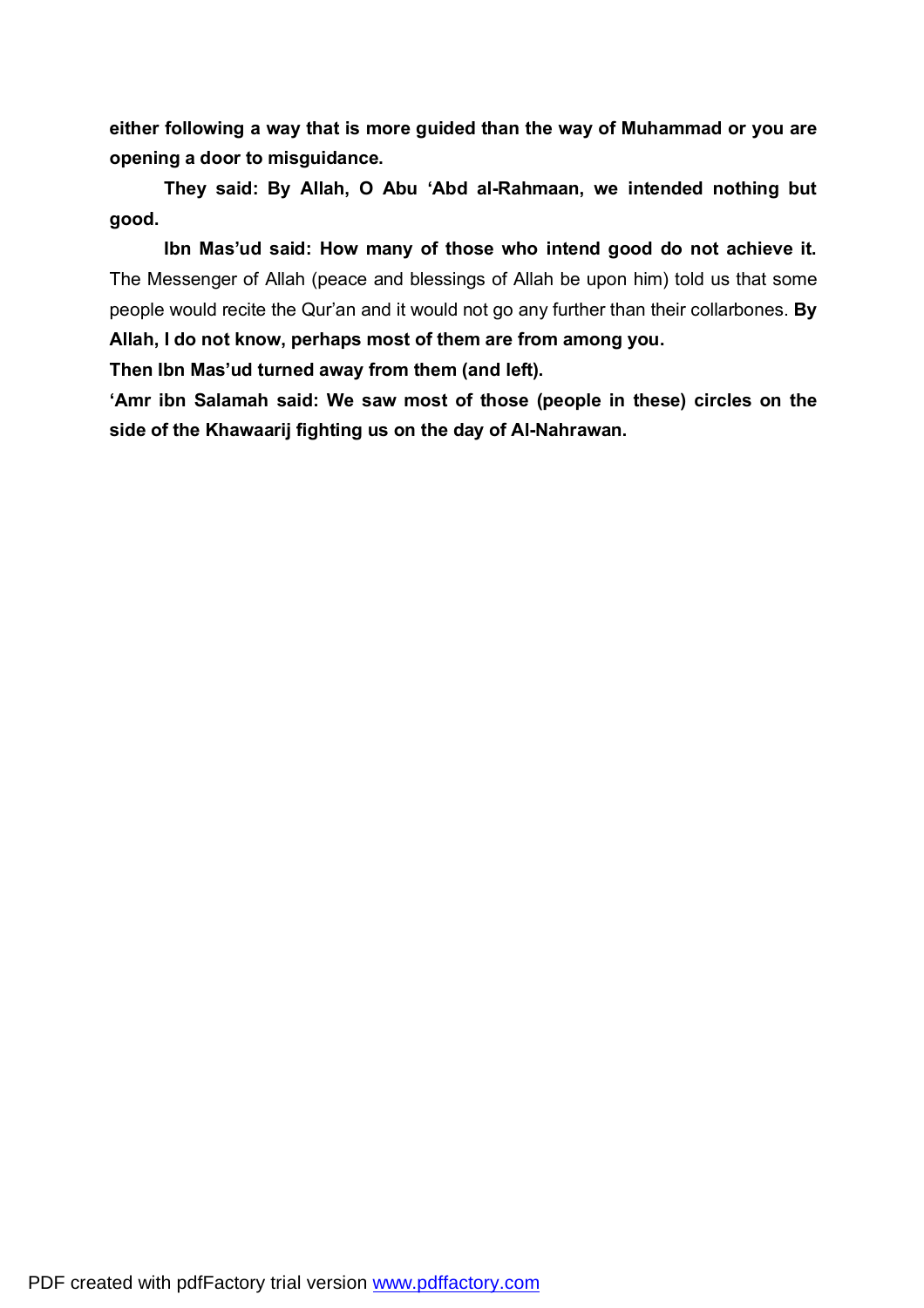**either following a way that is more guided than the way of Muhammad or you are opening a door to misguidance.**

**They said: By Allah, O Abu 'Abd al-Rahmaan, we intended nothing but good.**

**Ibn Mas'ud said: How many of those who intend good do not achieve it.** The Messenger of Allah (peace and blessings of Allah be upon him) told us that some people would recite the Qur'an and it would not go any further than their collarbones. **By Allah, I do not know, perhaps most of them are from among you.**

**Then Ibn Mas'ud turned away from them (and left).**

**'Amr ibn Salamah said: We saw most of those (people in these) circles on the side of the Khawaarij fighting us on the day of Al-Nahrawan.**